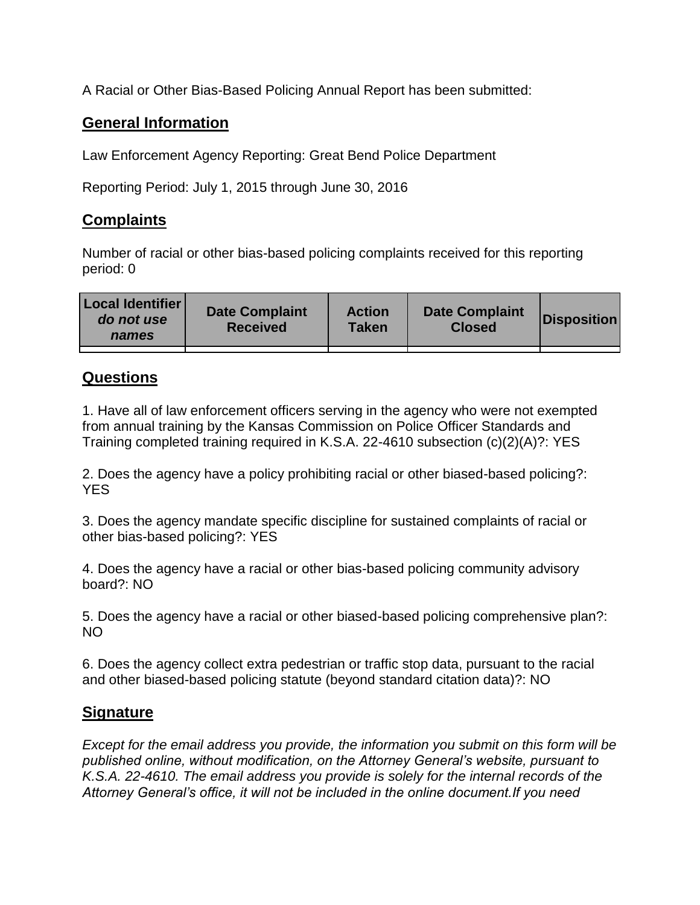A Racial or Other Bias-Based Policing Annual Report has been submitted:

## General Information

Law Enforcement Agency Reporting: Great Bend Police Department

Reporting Period: July 1, 2015 through June 30, 2016

## Complaints

Number of racial or other bias-based policing complaints received for this reporting period: 0

| Local Identifier *do not use names* | Date Complaint Received | Action Taken | Date Complaint Closed | Disposition |
|---|---|---|---|---|
| | | | | |

## Questions

1. Have all of law enforcement officers serving in the agency who were not exempted from annual training by the Kansas Commission on Police Officer Standards and Training completed training required in K.S.A. 22-4610 subsection (c)(2)(A)?: YES

2. Does the agency have a policy prohibiting racial or other biased-based policing?: YES

3. Does the agency mandate specific discipline for sustained complaints of racial or other bias-based policing?: YES

4. Does the agency have a racial or other bias-based policing community advisory board?: NO

5. Does the agency have a racial or other biased-based policing comprehensive plan?: NO

6. Does the agency collect extra pedestrian or traffic stop data, pursuant to the racial and other biased-based policing statute (beyond standard citation data)?: NO

## Signature

*Except for the email address you provide, the information you submit on this form will be published online, without modification, on the Attorney General's website, pursuant to K.S.A. 22-4610. The email address you provide is solely for the internal records of the Attorney General's office, it will not be included in the online document.If you need*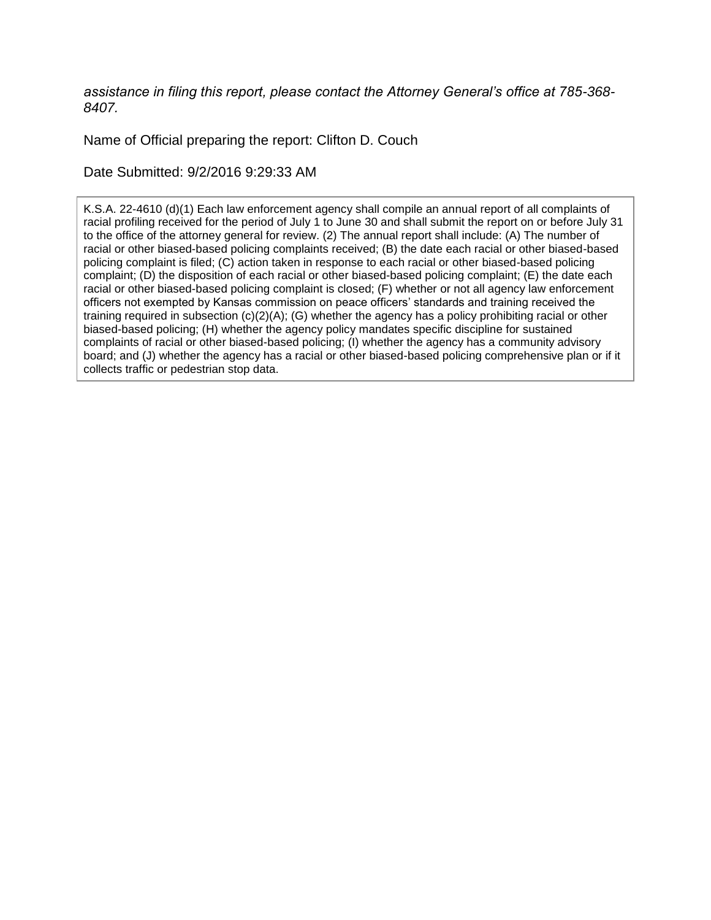*assistance in filing this report, please contact the Attorney General's office at 785-368-8407.*

Name of Official preparing the report: Clifton D. Couch

Date Submitted: 9/2/2016 9:29:33 AM

K.S.A. 22-4610 (d)(1) Each law enforcement agency shall compile an annual report of all complaints of racial profiling received for the period of July 1 to June 30 and shall submit the report on or before July 31 to the office of the attorney general for review. (2) The annual report shall include: (A) The number of racial or other biased-based policing complaints received; (B) the date each racial or other biased-based policing complaint is filed; (C) action taken in response to each racial or other biased-based policing complaint; (D) the disposition of each racial or other biased-based policing complaint; (E) the date each racial or other biased-based policing complaint is closed; (F) whether or not all agency law enforcement officers not exempted by Kansas commission on peace officers' standards and training received the training required in subsection (c)(2)(A); (G) whether the agency has a policy prohibiting racial or other biased-based policing; (H) whether the agency policy mandates specific discipline for sustained complaints of racial or other biased-based policing; (I) whether the agency has a community advisory board; and (J) whether the agency has a racial or other biased-based policing comprehensive plan or if it collects traffic or pedestrian stop data.